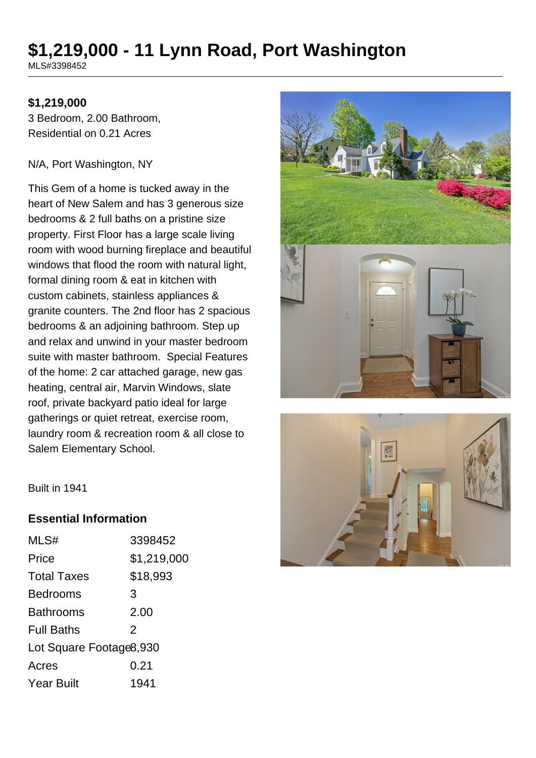# $1,219,000 - 11 Lynn Road, Port Washington

MLS#3398452

**$1,219,000**

3 Bedroom, 2.00 Bathroom, Residential on 0.21 Acres

N/A, Port Washington, NY

This Gem of a home is tucked away in the heart of New Salem and has 3 generous size bedrooms & 2 full baths on a pristine size property. First Floor has a large scale living room with wood burning fireplace and beautiful windows that flood the room with natural light, formal dining room & eat in kitchen with custom cabinets, stainless appliances & granite counters. The 2nd floor has 2 spacious bedrooms & an adjoining bathroom. Step up and relax and unwind in your master bedroom suite with master bathroom. Special Features of the home: 2 car attached garage, new gas heating, central air, Marvin Windows, slate roof, private backyard patio ideal for large gatherings or quiet retreat, exercise room, laundry room & recreation room & all close to Salem Elementary School.

Built in 1941

## Essential Information

| | |
|---|---|
| MLS# | 3398452 |
| Price | $1,219,000 |
| Total Taxes | $18,993 |
| Bedrooms | 3 |
| Bathrooms | 2.00 |
| Full Baths | 2 |
| Lot Square Footage | 8,930 |
| Acres | 0.21 |
| Year Built | 1941 |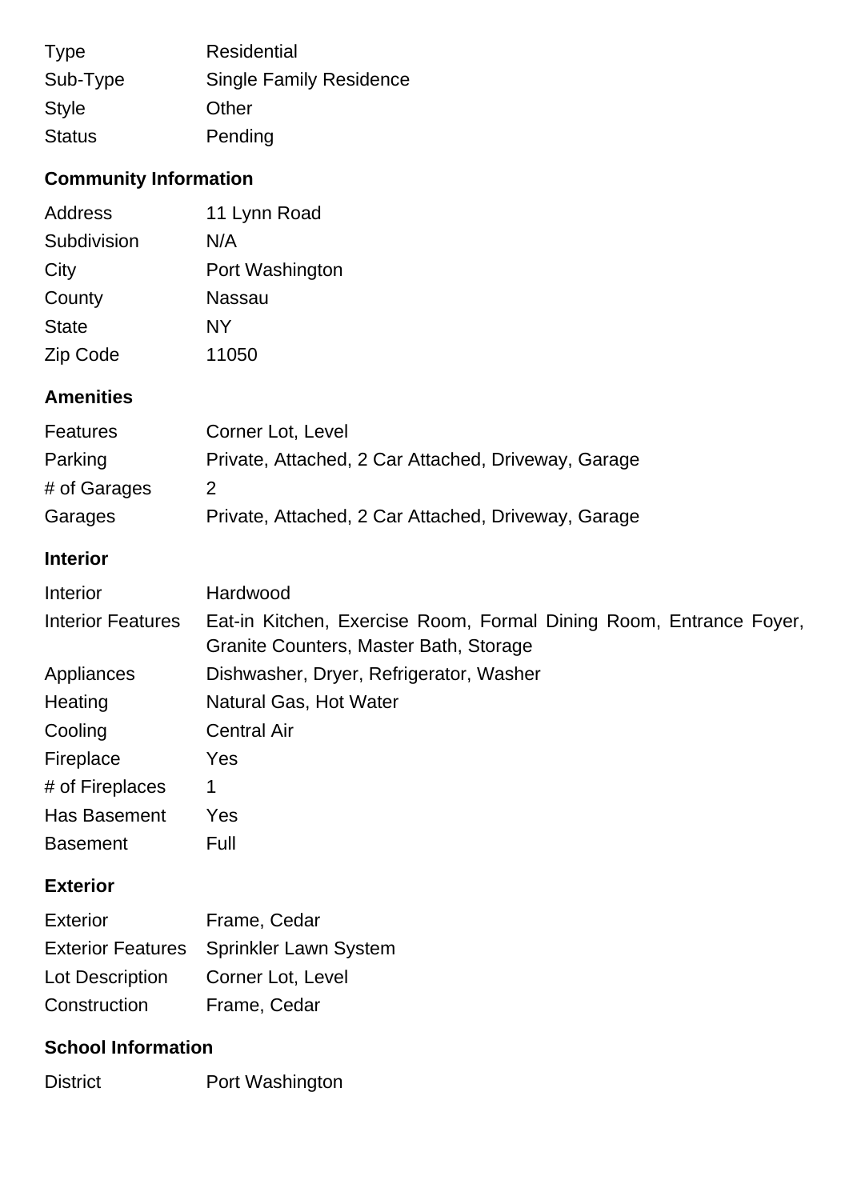| | |
|---|---|
| Type | Residential |
| Sub-Type | Single Family Residence |
| Style | Other |
| Status | Pending |

## Community Information

| | |
|---|---|
| Address | 11 Lynn Road |
| Subdivision | N/A |
| City | Port Washington |
| County | Nassau |
| State | NY |
| Zip Code | 11050 |

## Amenities

| | |
|---|---|
| Features | Corner Lot, Level |
| Parking | Private, Attached, 2 Car Attached, Driveway, Garage |
| # of Garages | 2 |
| Garages | Private, Attached, 2 Car Attached, Driveway, Garage |

## Interior

| | |
|---|---|
| Interior | Hardwood |
| Interior Features | Eat-in Kitchen, Exercise Room, Formal Dining Room, Entrance Foyer, Granite Counters, Master Bath, Storage |
| Appliances | Dishwasher, Dryer, Refrigerator, Washer |
| Heating | Natural Gas, Hot Water |
| Cooling | Central Air |
| Fireplace | Yes |
| # of Fireplaces | 1 |
| Has Basement | Yes |
| Basement | Full |

## Exterior

| | |
|---|---|
| Exterior | Frame, Cedar |
| Exterior Features | Sprinkler Lawn System |
| Lot Description | Corner Lot, Level |
| Construction | Frame, Cedar |

## School Information

| | |
|---|---|
| District | Port Washington |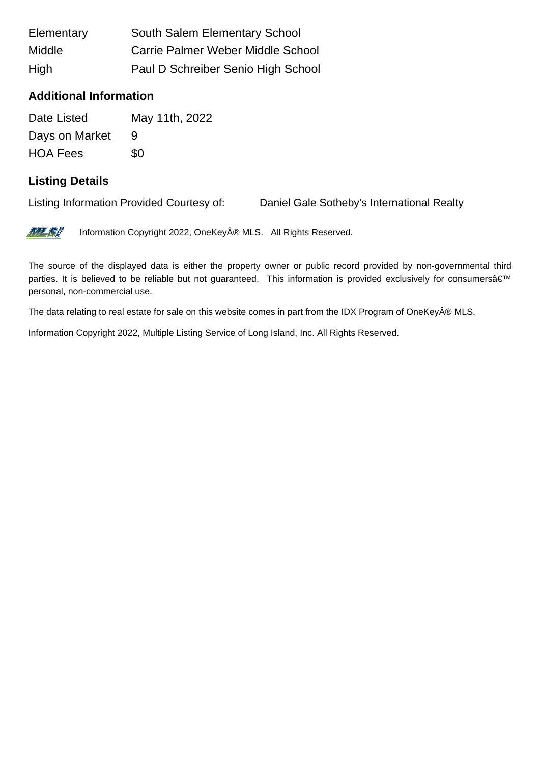| | |
|---|---|
| Elementary | South Salem Elementary School |
| Middle | Carrie Palmer Weber Middle School |
| High | Paul D Schreiber Senio High School |

## Additional Information

| | |
|---|---|
| Date Listed | May 11th, 2022 |
| Days on Market | 9 |
| HOA Fees | $0 |

## Listing Details

Listing Information Provided Courtesy of: Daniel Gale Sotheby's International Realty

Information Copyright 2022, OneKeyÂ® MLS. All Rights Reserved.

The source of the displayed data is either the property owner or public record provided by non-governmental third parties. It is believed to be reliable but not guaranteed. This information is provided exclusively for consumersâ€™ personal, non-commercial use.

The data relating to real estate for sale on this website comes in part from the IDX Program of OneKeyÂ® MLS.

Information Copyright 2022, Multiple Listing Service of Long Island, Inc. All Rights Reserved.